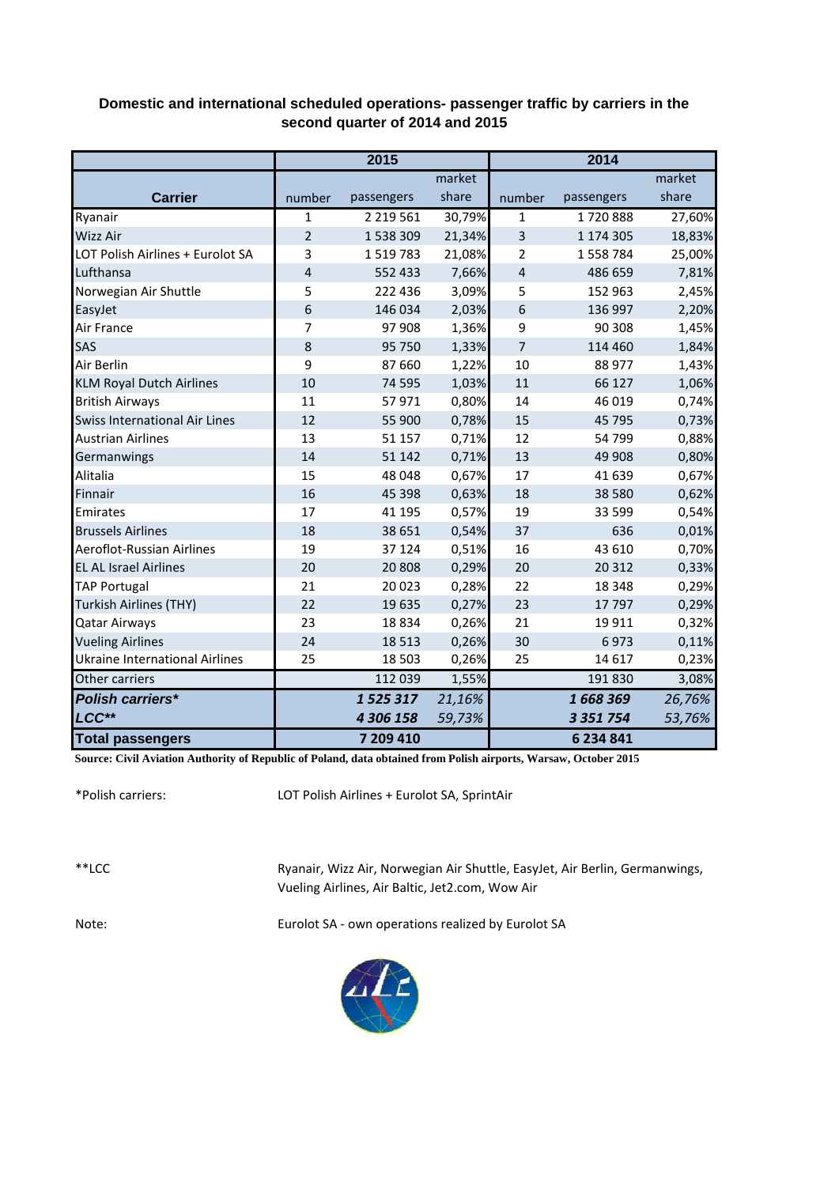## Domestic and international scheduled operations- passenger traffic by carriers in the second quarter of 2014 and 2015

| Carrier | 2015 | | | 2014 | | |
|---|---|---|---|---|---|---|
| | number | passengers | market share | number | passengers | market share |
| Ryanair | 1 | 2 219 561 | 30,79% | 1 | 1 720 888 | 27,60% |
| Wizz Air | 2 | 1 538 309 | 21,34% | 3 | 1 174 305 | 18,83% |
| LOT Polish Airlines + Eurolot SA | 3 | 1 519 783 | 21,08% | 2 | 1 558 784 | 25,00% |
| Lufthansa | 4 | 552 433 | 7,66% | 4 | 486 659 | 7,81% |
| Norwegian Air Shuttle | 5 | 222 436 | 3,09% | 5 | 152 963 | 2,45% |
| EasyJet | 6 | 146 034 | 2,03% | 6 | 136 997 | 2,20% |
| Air France | 7 | 97 908 | 1,36% | 9 | 90 308 | 1,45% |
| SAS | 8 | 95 750 | 1,33% | 7 | 114 460 | 1,84% |
| Air Berlin | 9 | 87 660 | 1,22% | 10 | 88 977 | 1,43% |
| KLM Royal Dutch Airlines | 10 | 74 595 | 1,03% | 11 | 66 127 | 1,06% |
| British Airways | 11 | 57 971 | 0,80% | 14 | 46 019 | 0,74% |
| Swiss International Air Lines | 12 | 55 900 | 0,78% | 15 | 45 795 | 0,73% |
| Austrian Airlines | 13 | 51 157 | 0,71% | 12 | 54 799 | 0,88% |
| Germanwings | 14 | 51 142 | 0,71% | 13 | 49 908 | 0,80% |
| Alitalia | 15 | 48 048 | 0,67% | 17 | 41 639 | 0,67% |
| Finnair | 16 | 45 398 | 0,63% | 18 | 38 580 | 0,62% |
| Emirates | 17 | 41 195 | 0,57% | 19 | 33 599 | 0,54% |
| Brussels Airlines | 18 | 38 651 | 0,54% | 37 | 636 | 0,01% |
| Aeroflot-Russian Airlines | 19 | 37 124 | 0,51% | 16 | 43 610 | 0,70% |
| EL AL Israel Airlines | 20 | 20 808 | 0,29% | 20 | 20 312 | 0,33% |
| TAP Portugal | 21 | 20 023 | 0,28% | 22 | 18 348 | 0,29% |
| Turkish Airlines (THY) | 22 | 19 635 | 0,27% | 23 | 17 797 | 0,29% |
| Qatar Airways | 23 | 18 834 | 0,26% | 21 | 19 911 | 0,32% |
| Vueling Airlines | 24 | 18 513 | 0,26% | 30 | 6 973 | 0,11% |
| Ukraine International Airlines | 25 | 18 503 | 0,26% | 25 | 14 617 | 0,23% |
| Other carriers | | 112 039 | 1,55% | | 191 830 | 3,08% |
| ***Polish carriers**** | | ***1 525 317*** | *21,16%* | | ***1 668 369*** | *26,76%* |
| ***LCC***** | | ***4 306 158*** | *59,73%* | | ***3 351 754*** | *53,76%* |
| **Total passengers** | | **7 209 410** | | | **6 234 841** | |

**Source: Civil Aviation Authority of Republic of Poland, data obtained from Polish airports, Warsaw, October 2015**

*Polish carriers: LOT Polish Airlines + Eurolot SA, SprintAir

**LCC: Ryanair, Wizz Air, Norwegian Air Shuttle, EasyJet, Air Berlin, Germanwings, Vueling Airlines, Air Baltic, Jet2.com, Wow Air

Note: Eurolot SA - own operations realized by Eurolot SA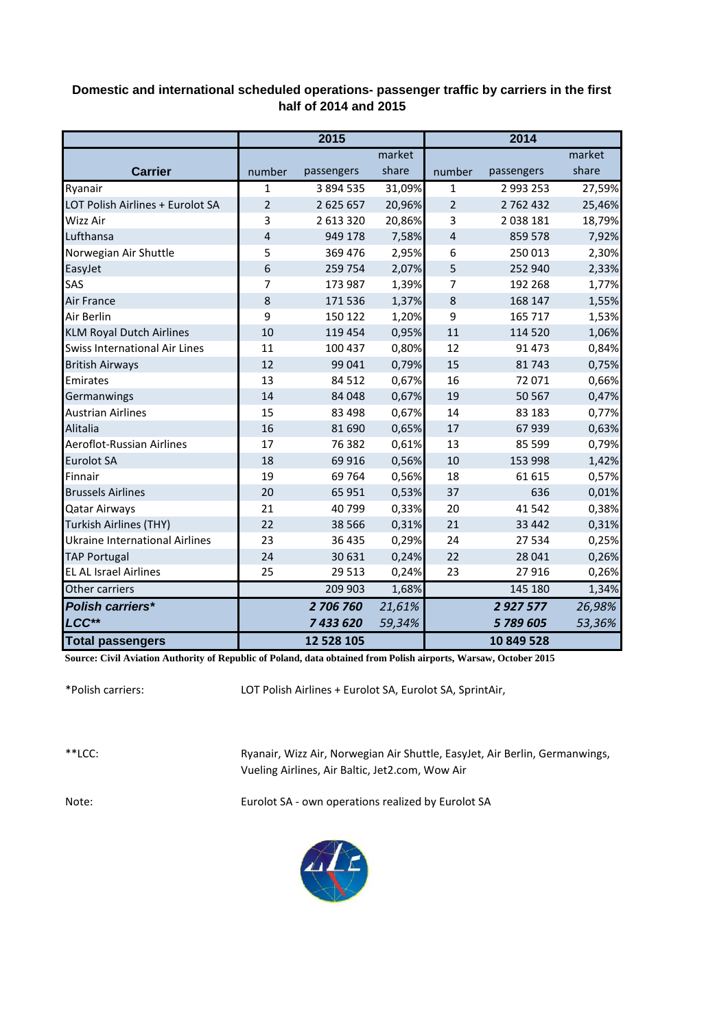## Domestic and international scheduled operations- passenger traffic by carriers in the first half of 2014 and 2015

| Carrier | 2015 | | | 2014 | | |
|---|---|---|---|---|---|---|
| | number | passengers | market share | number | passengers | market share |
| Ryanair | 1 | 3 894 535 | 31,09% | 1 | 2 993 253 | 27,59% |
| LOT Polish Airlines + Eurolot SA | 2 | 2 625 657 | 20,96% | 2 | 2 762 432 | 25,46% |
| Wizz Air | 3 | 2 613 320 | 20,86% | 3 | 2 038 181 | 18,79% |
| Lufthansa | 4 | 949 178 | 7,58% | 4 | 859 578 | 7,92% |
| Norwegian Air Shuttle | 5 | 369 476 | 2,95% | 6 | 250 013 | 2,30% |
| EasyJet | 6 | 259 754 | 2,07% | 5 | 252 940 | 2,33% |
| SAS | 7 | 173 987 | 1,39% | 7 | 192 268 | 1,77% |
| Air France | 8 | 171 536 | 1,37% | 8 | 168 147 | 1,55% |
| Air Berlin | 9 | 150 122 | 1,20% | 9 | 165 717 | 1,53% |
| KLM Royal Dutch Airlines | 10 | 119 454 | 0,95% | 11 | 114 520 | 1,06% |
| Swiss International Air Lines | 11 | 100 437 | 0,80% | 12 | 91 473 | 0,84% |
| British Airways | 12 | 99 041 | 0,79% | 15 | 81 743 | 0,75% |
| Emirates | 13 | 84 512 | 0,67% | 16 | 72 071 | 0,66% |
| Germanwings | 14 | 84 048 | 0,67% | 19 | 50 567 | 0,47% |
| Austrian Airlines | 15 | 83 498 | 0,67% | 14 | 83 183 | 0,77% |
| Alitalia | 16 | 81 690 | 0,65% | 17 | 67 939 | 0,63% |
| Aeroflot-Russian Airlines | 17 | 76 382 | 0,61% | 13 | 85 599 | 0,79% |
| Eurolot SA | 18 | 69 916 | 0,56% | 10 | 153 998 | 1,42% |
| Finnair | 19 | 69 764 | 0,56% | 18 | 61 615 | 0,57% |
| Brussels Airlines | 20 | 65 951 | 0,53% | 37 | 636 | 0,01% |
| Qatar Airways | 21 | 40 799 | 0,33% | 20 | 41 542 | 0,38% |
| Turkish Airlines (THY) | 22 | 38 566 | 0,31% | 21 | 33 442 | 0,31% |
| Ukraine International Airlines | 23 | 36 435 | 0,29% | 24 | 27 534 | 0,25% |
| TAP Portugal | 24 | 30 631 | 0,24% | 22 | 28 041 | 0,26% |
| EL AL Israel Airlines | 25 | 29 513 | 0,24% | 23 | 27 916 | 0,26% |
| Other carriers | | 209 903 | 1,68% | | 145 180 | 1,34% |
| ***Polish carriers**** | | ***2 706 760*** | *21,61%* | | ***2 927 577*** | *26,98%* |
| ***LCC***** | | ***7 433 620*** | *59,34%* | | ***5 789 605*** | *53,36%* |
| **Total passengers** | | **12 528 105** | | | **10 849 528** | |

**Source: Civil Aviation Authority of Republic of Poland, data obtained from Polish airports, Warsaw, October 2015**

*Polish carriers: LOT Polish Airlines + Eurolot SA, Eurolot SA, SprintAir,

**LCC: Ryanair, Wizz Air, Norwegian Air Shuttle, EasyJet, Air Berlin, Germanwings, Vueling Airlines, Air Baltic, Jet2.com, Wow Air

Note: Eurolot SA - own operations realized by Eurolot SA